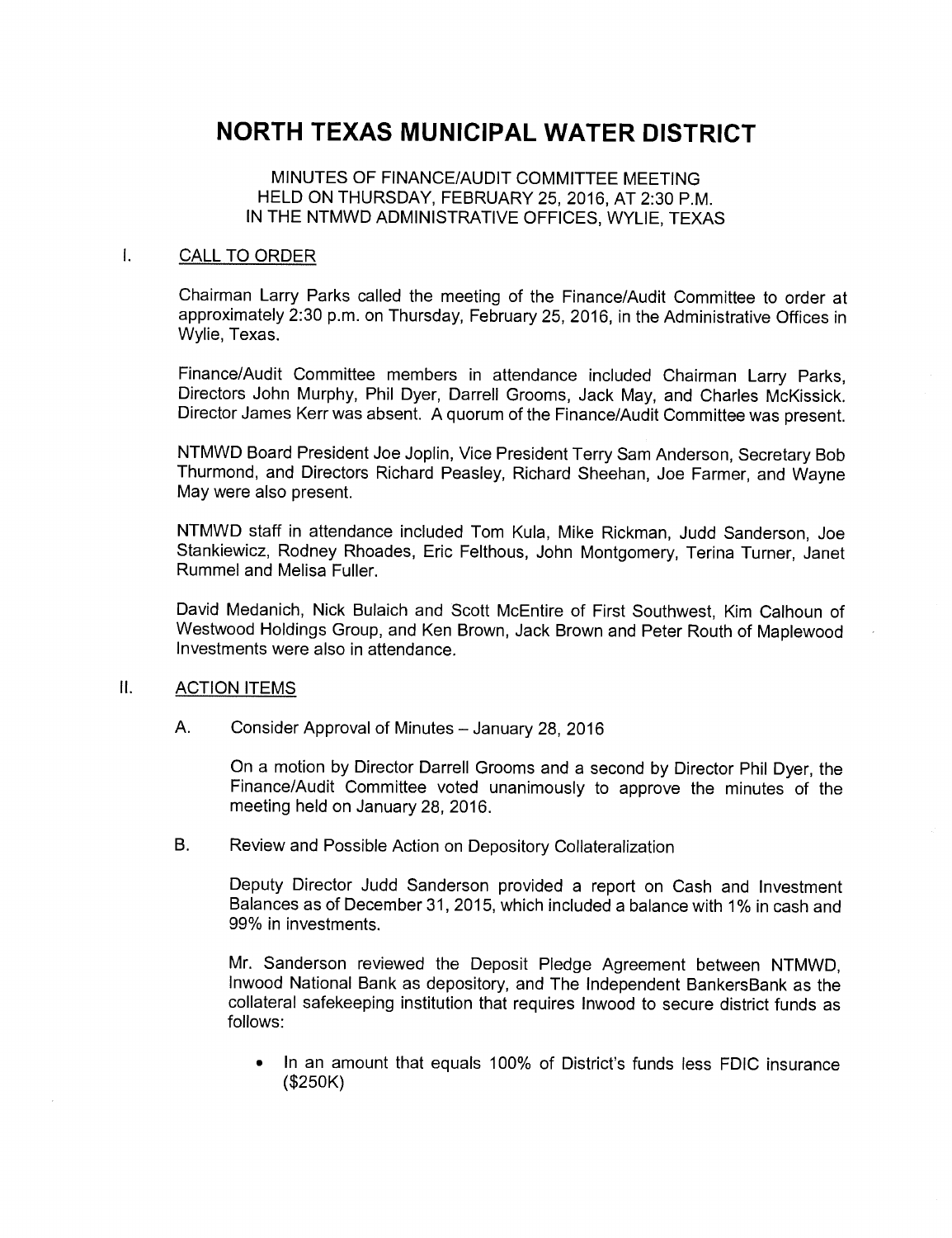# NORTH TEXAS MUNICIPAL WATER DISTRICT

MINUTES OF FINANCE/AUDIT COMMITTEE MEETING
HELD ON THURSDAY, FEBRUARY 25, 2016, AT 2:30 P.M.
IN THE NTMWD ADMINISTRATIVE OFFICES, WYLIE, TEXAS

## I. CALL TO ORDER

Chairman Larry Parks called the meeting of the Finance/Audit Committee to order at approximately 2:30 p.m. on Thursday, February 25, 2016, in the Administrative Offices in Wylie, Texas.

Finance/Audit Committee members in attendance included Chairman Larry Parks, Directors John Murphy, Phil Dyer, Darrell Grooms, Jack May, and Charles McKissick. Director James Kerr was absent. A quorum of the Finance/Audit Committee was present.

NTMWD Board President Joe Joplin, Vice President Terry Sam Anderson, Secretary Bob Thurmond, and Directors Richard Peasley, Richard Sheehan, Joe Farmer, and Wayne May were also present.

NTMWD staff in attendance included Tom Kula, Mike Rickman, Judd Sanderson, Joe Stankiewicz, Rodney Rhoades, Eric Felthous, John Montgomery, Terina Turner, Janet Rummel and Melisa Fuller.

David Medanich, Nick Bulaich and Scott McEntire of First Southwest, Kim Calhoun of Westwood Holdings Group, and Ken Brown, Jack Brown and Peter Routh of Maplewood Investments were also in attendance.

## II. ACTION ITEMS

A. Consider Approval of Minutes – January 28, 2016

On a motion by Director Darrell Grooms and a second by Director Phil Dyer, the Finance/Audit Committee voted unanimously to approve the minutes of the meeting held on January 28, 2016.

B. Review and Possible Action on Depository Collateralization

Deputy Director Judd Sanderson provided a report on Cash and Investment Balances as of December 31, 2015, which included a balance with 1% in cash and 99% in investments.

Mr. Sanderson reviewed the Deposit Pledge Agreement between NTMWD, Inwood National Bank as depository, and The Independent BankersBank as the collateral safekeeping institution that requires Inwood to secure district funds as follows:

- In an amount that equals 100% of District's funds less FDIC insurance ($250K)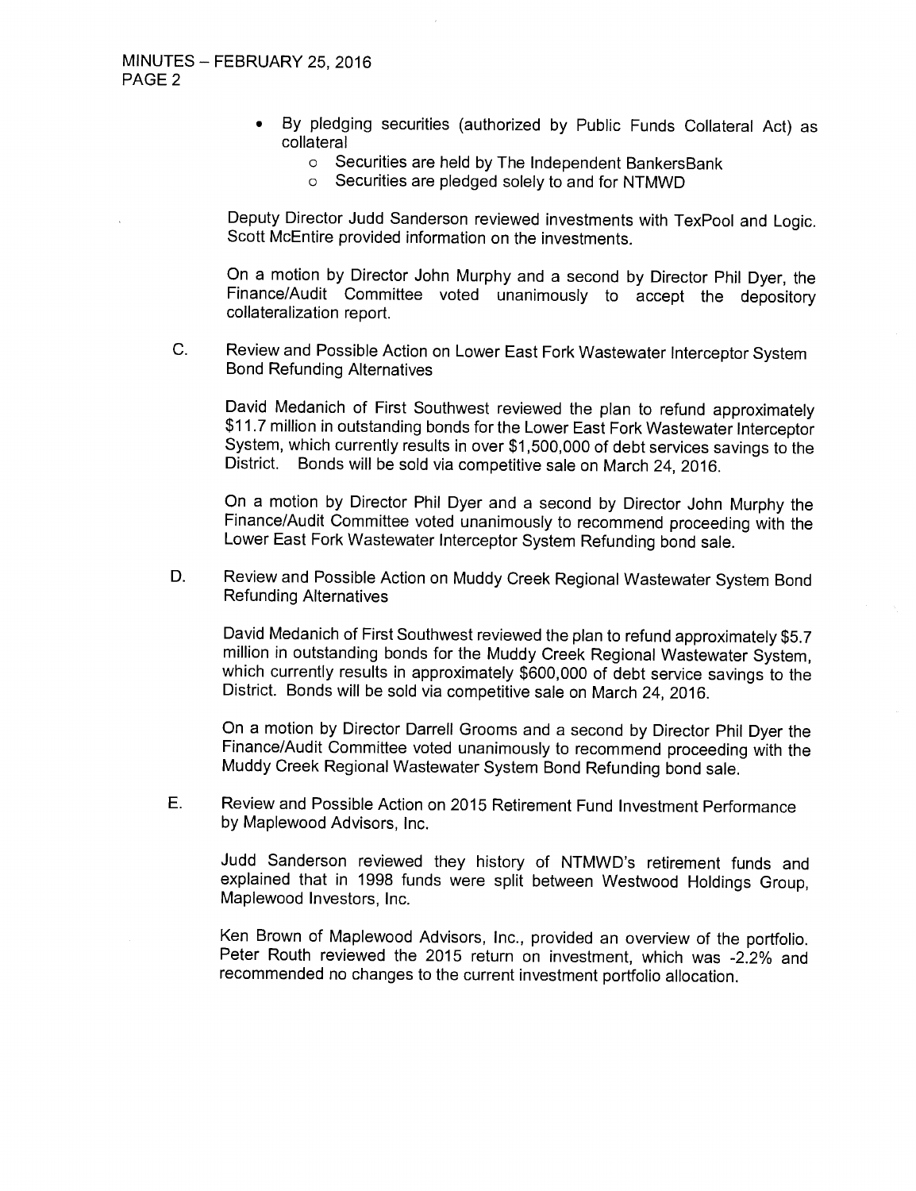- By pledging securities (authorized by Public Funds Collateral Act) as collateral
  - Securities are held by The Independent BankersBank
  - Securities are pledged solely to and for NTMWD

Deputy Director Judd Sanderson reviewed investments with TexPool and Logic. Scott McEntire provided information on the investments.

On a motion by Director John Murphy and a second by Director Phil Dyer, the Finance/Audit Committee voted unanimously to accept the depository collateralization report.

C. Review and Possible Action on Lower East Fork Wastewater Interceptor System Bond Refunding Alternatives

David Medanich of First Southwest reviewed the plan to refund approximately $11.7 million in outstanding bonds for the Lower East Fork Wastewater Interceptor System, which currently results in over $1,500,000 of debt services savings to the District. Bonds will be sold via competitive sale on March 24, 2016.

On a motion by Director Phil Dyer and a second by Director John Murphy the Finance/Audit Committee voted unanimously to recommend proceeding with the Lower East Fork Wastewater Interceptor System Refunding bond sale.

D. Review and Possible Action on Muddy Creek Regional Wastewater System Bond Refunding Alternatives

David Medanich of First Southwest reviewed the plan to refund approximately $5.7 million in outstanding bonds for the Muddy Creek Regional Wastewater System, which currently results in approximately $600,000 of debt service savings to the District. Bonds will be sold via competitive sale on March 24, 2016.

On a motion by Director Darrell Grooms and a second by Director Phil Dyer the Finance/Audit Committee voted unanimously to recommend proceeding with the Muddy Creek Regional Wastewater System Bond Refunding bond sale.

E. Review and Possible Action on 2015 Retirement Fund Investment Performance by Maplewood Advisors, Inc.

Judd Sanderson reviewed they history of NTMWD's retirement funds and explained that in 1998 funds were split between Westwood Holdings Group, Maplewood Investors, Inc.

Ken Brown of Maplewood Advisors, Inc., provided an overview of the portfolio. Peter Routh reviewed the 2015 return on investment, which was -2.2% and recommended no changes to the current investment portfolio allocation.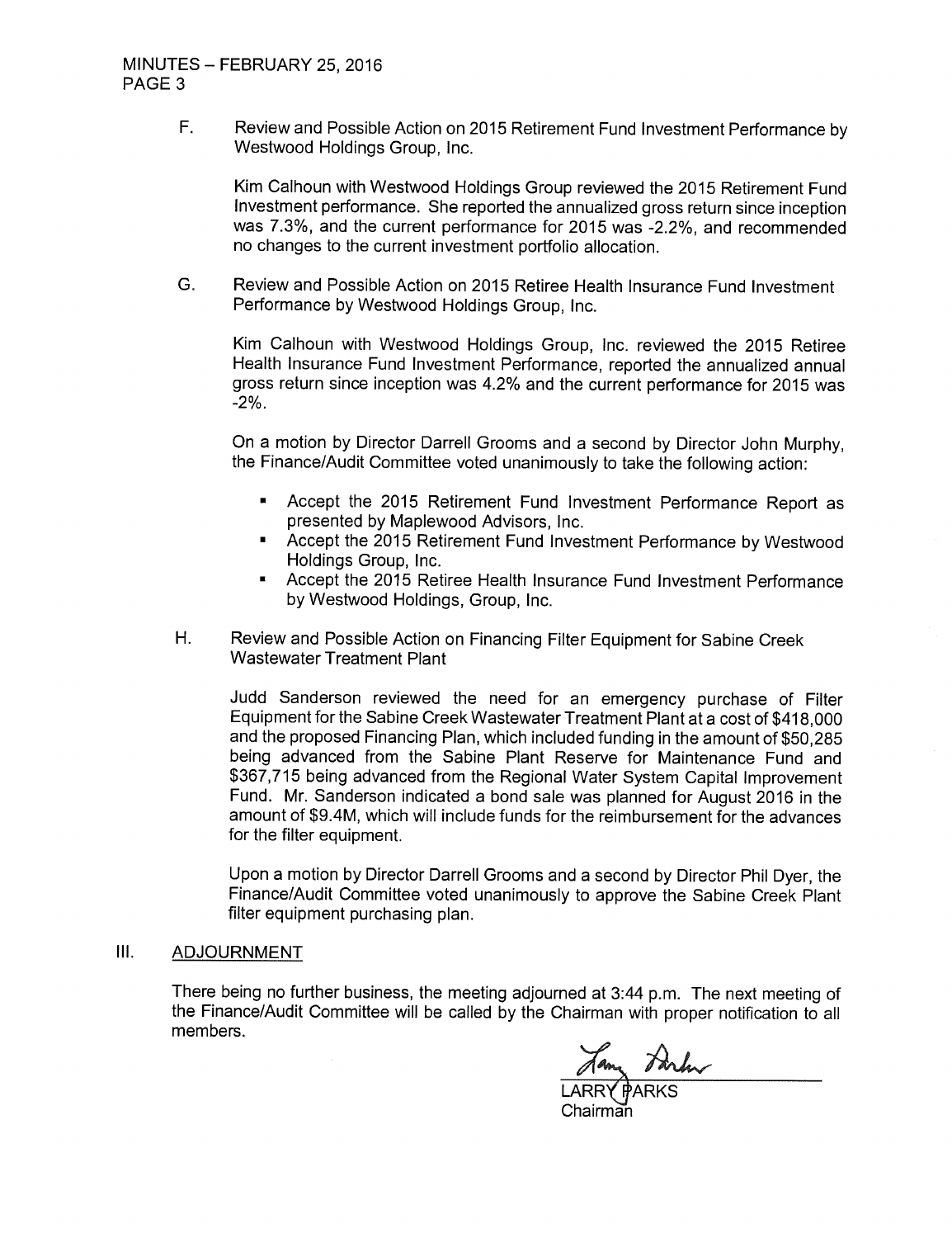F. Review and Possible Action on 2015 Retirement Fund Investment Performance by Westwood Holdings Group, Inc.

Kim Calhoun with Westwood Holdings Group reviewed the 2015 Retirement Fund Investment performance. She reported the annualized gross return since inception was 7.3%, and the current performance for 2015 was -2.2%, and recommended no changes to the current investment portfolio allocation.

G. Review and Possible Action on 2015 Retiree Health Insurance Fund Investment Performance by Westwood Holdings Group, Inc.

Kim Calhoun with Westwood Holdings Group, Inc. reviewed the 2015 Retiree Health Insurance Fund Investment Performance, reported the annualized annual gross return since inception was 4.2% and the current performance for 2015 was -2%.

On a motion by Director Darrell Grooms and a second by Director John Murphy, the Finance/Audit Committee voted unanimously to take the following action:

- Accept the 2015 Retirement Fund Investment Performance Report as presented by Maplewood Advisors, Inc.
- Accept the 2015 Retirement Fund Investment Performance by Westwood Holdings Group, Inc.
- Accept the 2015 Retiree Health Insurance Fund Investment Performance by Westwood Holdings, Group, Inc.

H. Review and Possible Action on Financing Filter Equipment for Sabine Creek Wastewater Treatment Plant

Judd Sanderson reviewed the need for an emergency purchase of Filter Equipment for the Sabine Creek Wastewater Treatment Plant at a cost of $418,000 and the proposed Financing Plan, which included funding in the amount of $50,285 being advanced from the Sabine Plant Reserve for Maintenance Fund and $367,715 being advanced from the Regional Water System Capital Improvement Fund. Mr. Sanderson indicated a bond sale was planned for August 2016 in the amount of $9.4M, which will include funds for the reimbursement for the advances for the filter equipment.

Upon a motion by Director Darrell Grooms and a second by Director Phil Dyer, the Finance/Audit Committee voted unanimously to approve the Sabine Creek Plant filter equipment purchasing plan.

## III. ADJOURNMENT

There being no further business, the meeting adjourned at 3:44 p.m. The next meeting of the Finance/Audit Committee will be called by the Chairman with proper notification to all members.

LARRY PARKS
Chairman